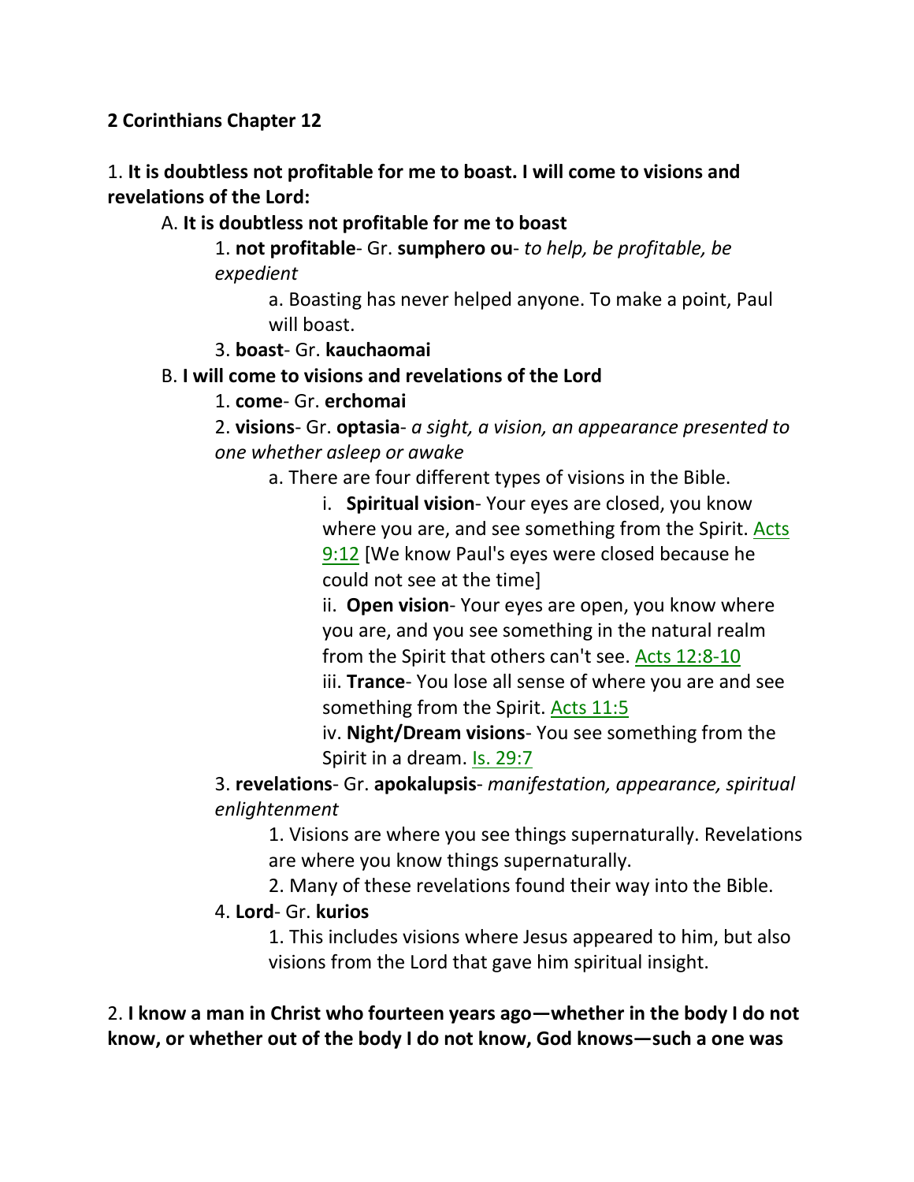**2 Corinthians Chapter 12**

1. **It is doubtless not profitable for me to boast. I will come to visions and revelations of the Lord:**

A. **It is doubtless not profitable for me to boast**

1. **not profitable**- Gr. **sumphero ou**- *to help, be profitable, be expedient*

a. Boasting has never helped anyone. To make a point, Paul will boast.

3. **boast**- Gr. **kauchaomai**

B. **I will come to visions and revelations of the Lord**

1. **come**- Gr. **erchomai**

2. **visions**- Gr. **optasia**- *a sight, a vision, an appearance presented to one whether asleep or awake*

a. There are four different types of visions in the Bible.

i. **Spiritual vision**- Your eyes are closed, you know where you are, and see something from the Spirit. Acts 9:12 [We know Paul's eyes were closed because he could not see at the time]

ii. **Open vision**- Your eyes are open, you know where you are, and you see something in the natural realm from the Spirit that others can't see. Acts 12:8-10

iii. **Trance**- You lose all sense of where you are and see something from the Spirit. Acts 11:5

iv. **Night/Dream visions**- You see something from the Spirit in a dream. Is. 29:7

3. **revelations**- Gr. **apokalupsis**- *manifestation, appearance, spiritual enlightenment*

1. Visions are where you see things supernaturally. Revelations are where you know things supernaturally.

2. Many of these revelations found their way into the Bible.

4. **Lord**- Gr. **kurios**

1. This includes visions where Jesus appeared to him, but also visions from the Lord that gave him spiritual insight.

2. **I know a man in Christ who fourteen years ago—whether in the body I do not know, or whether out of the body I do not know, God knows—such a one was**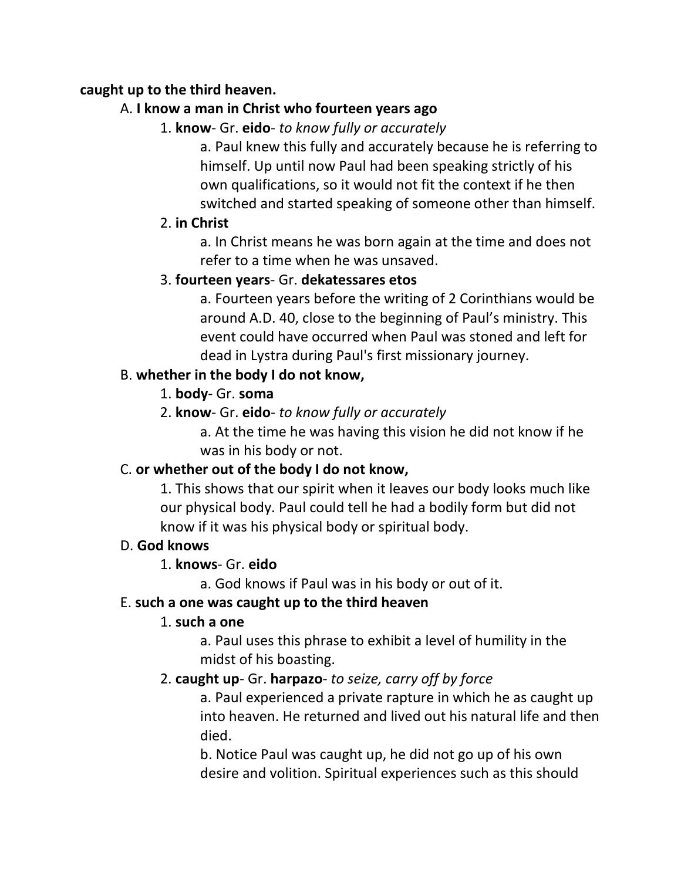**caught up to the third heaven.**

A. **I know a man in Christ who fourteen years ago**

1. **know**- Gr. **eido**- *to know fully or accurately*

a. Paul knew this fully and accurately because he is referring to himself. Up until now Paul had been speaking strictly of his own qualifications, so it would not fit the context if he then switched and started speaking of someone other than himself.

2. **in Christ**

a. In Christ means he was born again at the time and does not refer to a time when he was unsaved.

3. **fourteen years**- Gr. **dekatessares etos**

a. Fourteen years before the writing of 2 Corinthians would be around A.D. 40, close to the beginning of Paul's ministry. This event could have occurred when Paul was stoned and left for dead in Lystra during Paul's first missionary journey.

B. **whether in the body I do not know,**

1. **body**- Gr. **soma**

2. **know**- Gr. **eido**- *to know fully or accurately*

a. At the time he was having this vision he did not know if he was in his body or not.

C. **or whether out of the body I do not know,**

1. This shows that our spirit when it leaves our body looks much like our physical body. Paul could tell he had a bodily form but did not know if it was his physical body or spiritual body.

D. **God knows**

1. **knows**- Gr. **eido**

a. God knows if Paul was in his body or out of it.

E. **such a one was caught up to the third heaven**

1. **such a one**

a. Paul uses this phrase to exhibit a level of humility in the midst of his boasting.

2. **caught up**- Gr. **harpazo**- *to seize, carry off by force*

a. Paul experienced a private rapture in which he as caught up into heaven. He returned and lived out his natural life and then died.

b. Notice Paul was caught up, he did not go up of his own desire and volition. Spiritual experiences such as this should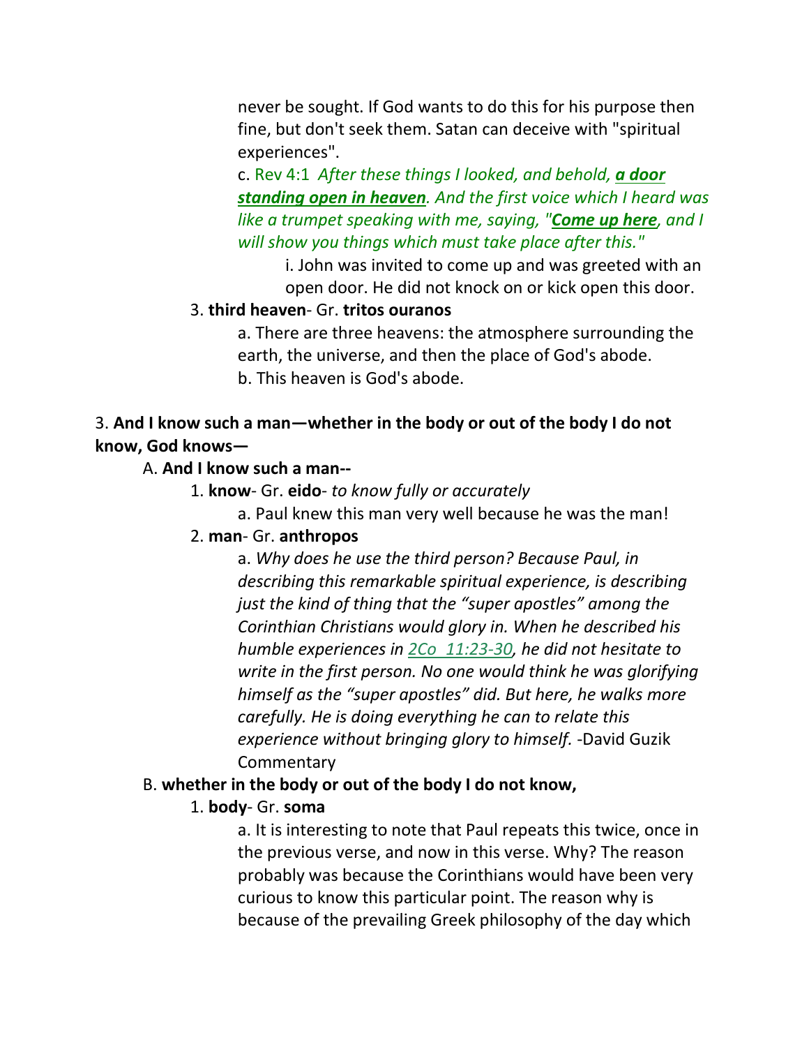never be sought. If God wants to do this for his purpose then fine, but don't seek them. Satan can deceive with "spiritual experiences".

c. Rev 4:1 *After these things I looked, and behold, **a door standing open in heaven**. And the first voice which I heard was like a trumpet speaking with me, saying, "**Come up here**, and I will show you things which must take place after this."*

i. John was invited to come up and was greeted with an open door. He did not knock on or kick open this door.

3. **third heaven**- Gr. **tritos ouranos**

a. There are three heavens: the atmosphere surrounding the earth, the universe, and then the place of God's abode.

b. This heaven is God's abode.

3. **And I know such a man—whether in the body or out of the body I do not know, God knows—**

A. **And I know such a man--**

1. **know**- Gr. **eido**- *to know fully or accurately*

a. Paul knew this man very well because he was the man!

2. **man**- Gr. **anthropos**

a. *Why does he use the third person? Because Paul, in describing this remarkable spiritual experience, is describing just the kind of thing that the "super apostles" among the Corinthian Christians would glory in. When he described his humble experiences in 2Co 11:23-30, he did not hesitate to write in the first person. No one would think he was glorifying himself as the "super apostles" did. But here, he walks more carefully. He is doing everything he can to relate this experience without bringing glory to himself.* -David Guzik Commentary

B. **whether in the body or out of the body I do not know,**

1. **body**- Gr. **soma**

a. It is interesting to note that Paul repeats this twice, once in the previous verse, and now in this verse. Why? The reason probably was because the Corinthians would have been very curious to know this particular point. The reason why is because of the prevailing Greek philosophy of the day which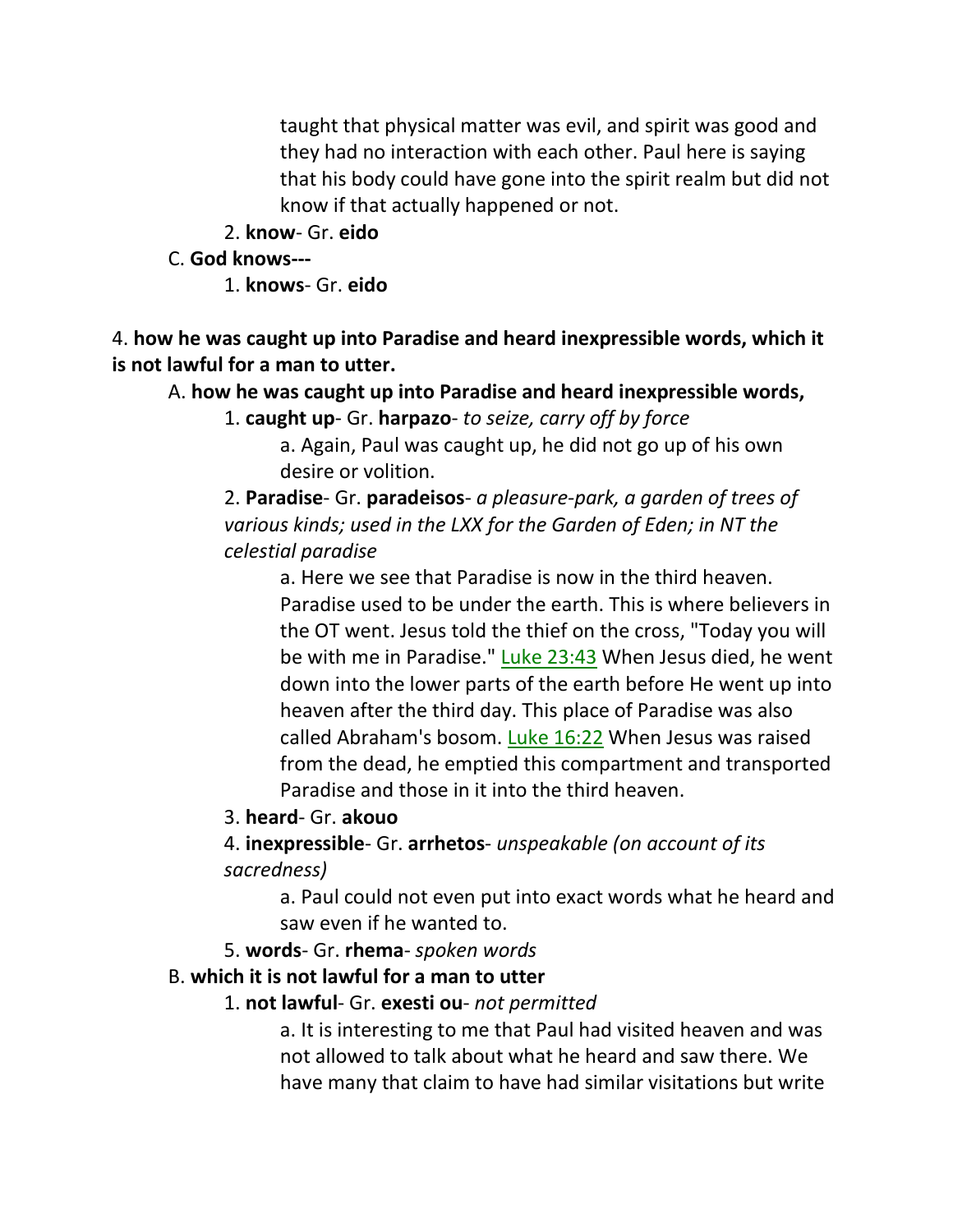taught that physical matter was evil, and spirit was good and they had no interaction with each other. Paul here is saying that his body could have gone into the spirit realm but did not know if that actually happened or not.

2. **know**- Gr. **eido**

C. **God knows---**

1. **knows**- Gr. **eido**

4. **how he was caught up into Paradise and heard inexpressible words, which it is not lawful for a man to utter.**

A. **how he was caught up into Paradise and heard inexpressible words,**

1. **caught up**- Gr. **harpazo**- *to seize, carry off by force*

a. Again, Paul was caught up, he did not go up of his own desire or volition.

2. **Paradise**- Gr. **paradeisos**- *a pleasure-park, a garden of trees of various kinds; used in the LXX for the Garden of Eden; in NT the celestial paradise*

a. Here we see that Paradise is now in the third heaven. Paradise used to be under the earth. This is where believers in the OT went. Jesus told the thief on the cross, "Today you will be with me in Paradise." Luke 23:43 When Jesus died, he went down into the lower parts of the earth before He went up into heaven after the third day. This place of Paradise was also called Abraham's bosom. Luke 16:22 When Jesus was raised from the dead, he emptied this compartment and transported Paradise and those in it into the third heaven.

3. **heard**- Gr. **akouo**

4. **inexpressible**- Gr. **arrhetos**- *unspeakable (on account of its sacredness)*

a. Paul could not even put into exact words what he heard and saw even if he wanted to.

5. **words**- Gr. **rhema**- *spoken words*

B. **which it is not lawful for a man to utter**

1. **not lawful**- Gr. **exesti ou**- *not permitted*

a. It is interesting to me that Paul had visited heaven and was not allowed to talk about what he heard and saw there. We have many that claim to have had similar visitations but write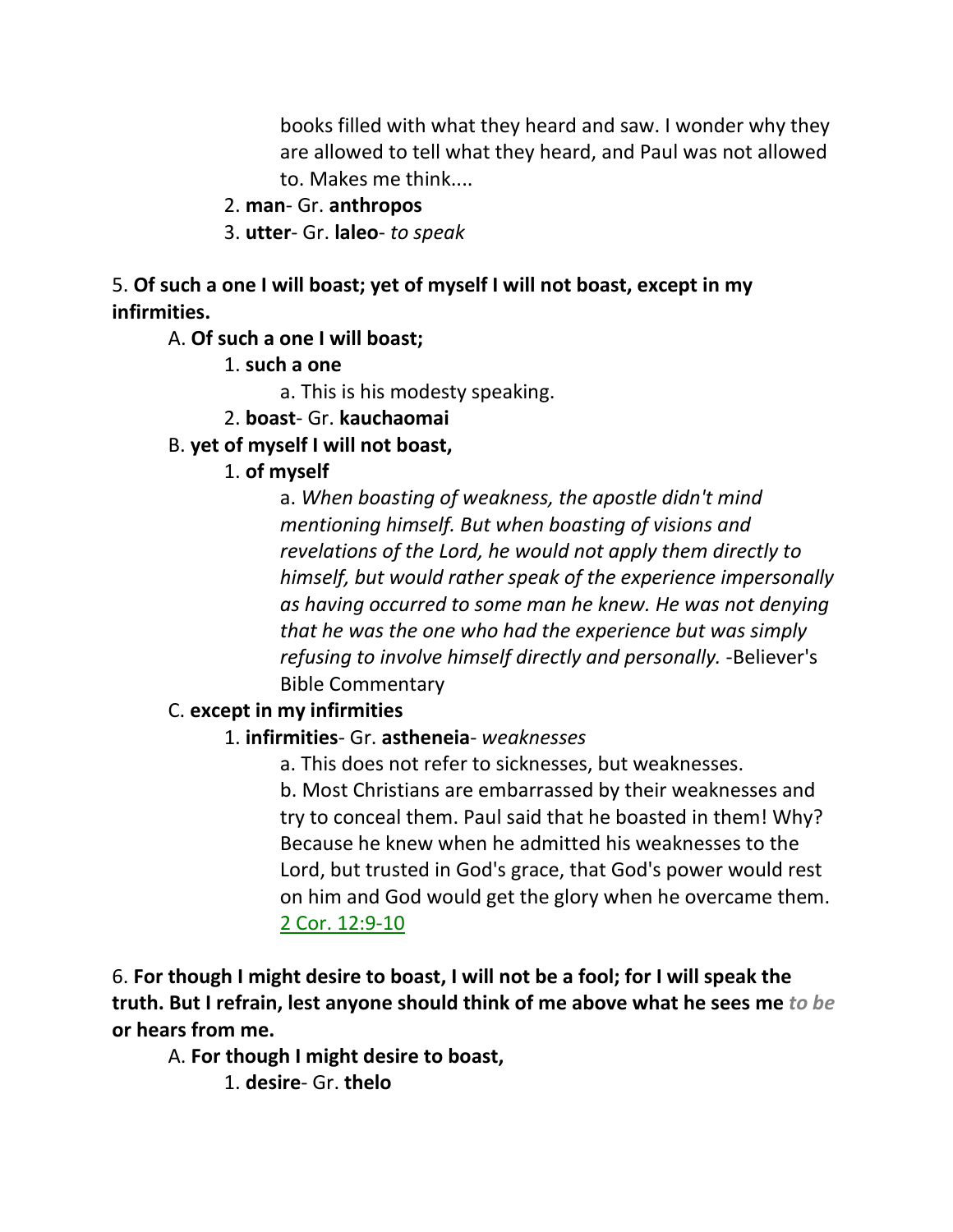books filled with what they heard and saw. I wonder why they are allowed to tell what they heard, and Paul was not allowed to. Makes me think....

2. **man**- Gr. **anthropos**

3. **utter**- Gr. **laleo**- *to speak*

5. **Of such a one I will boast; yet of myself I will not boast, except in my infirmities.**

A. **Of such a one I will boast;**

1. **such a one**

a. This is his modesty speaking.

2. **boast**- Gr. **kauchaomai**

B. **yet of myself I will not boast,**

1. **of myself**

a. *When boasting of weakness, the apostle didn't mind mentioning himself. But when boasting of visions and revelations of the Lord, he would not apply them directly to himself, but would rather speak of the experience impersonally as having occurred to some man he knew. He was not denying that he was the one who had the experience but was simply refusing to involve himself directly and personally.* -Believer's Bible Commentary

C. **except in my infirmities**

1. **infirmities**- Gr. **astheneia**- *weaknesses*

a. This does not refer to sicknesses, but weaknesses.

b. Most Christians are embarrassed by their weaknesses and try to conceal them. Paul said that he boasted in them! Why? Because he knew when he admitted his weaknesses to the Lord, but trusted in God's grace, that God's power would rest on him and God would get the glory when he overcame them. 2 Cor. 12:9-10

6. **For though I might desire to boast, I will not be a fool; for I will speak the truth. But I refrain, lest anyone should think of me above what he sees me** ***to be*** **or hears from me.**

A. **For though I might desire to boast,**

1. **desire**- Gr. **thelo**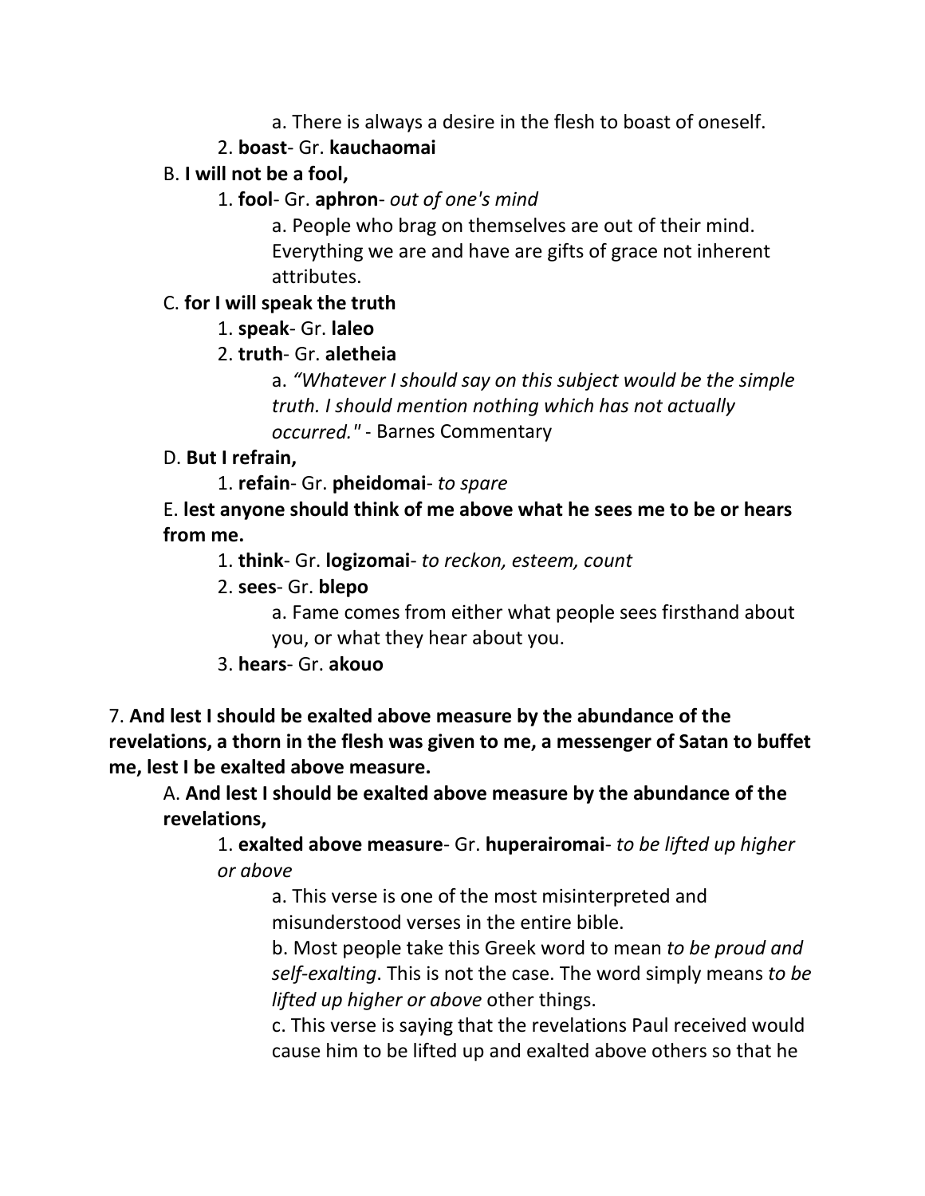a. There is always a desire in the flesh to boast of oneself.

2. **boast**- Gr. **kauchaomai**

B. **I will not be a fool,**

1. **fool**- Gr. **aphron**- *out of one's mind*

a. People who brag on themselves are out of their mind. Everything we are and have are gifts of grace not inherent attributes.

C. **for I will speak the truth**

1. **speak**- Gr. **laleo**

2. **truth**- Gr. **aletheia**

a. *"Whatever I should say on this subject would be the simple truth. I should mention nothing which has not actually occurred."* - Barnes Commentary

D. **But I refrain,**

1. **refain**- Gr. **pheidomai**- *to spare*

E. **lest anyone should think of me above what he sees me to be or hears from me.**

1. **think**- Gr. **logizomai**- *to reckon, esteem, count*

2. **sees**- Gr. **blepo**

a. Fame comes from either what people sees firsthand about you, or what they hear about you.

3. **hears**- Gr. **akouo**

7. **And lest I should be exalted above measure by the abundance of the revelations, a thorn in the flesh was given to me, a messenger of Satan to buffet me, lest I be exalted above measure.**

A. **And lest I should be exalted above measure by the abundance of the revelations,**

1. **exalted above measure**- Gr. **huperairomai**- *to be lifted up higher or above*

a. This verse is one of the most misinterpreted and misunderstood verses in the entire bible.

b. Most people take this Greek word to mean *to be proud and self-exalting*. This is not the case. The word simply means *to be lifted up higher or above* other things.

c. This verse is saying that the revelations Paul received would cause him to be lifted up and exalted above others so that he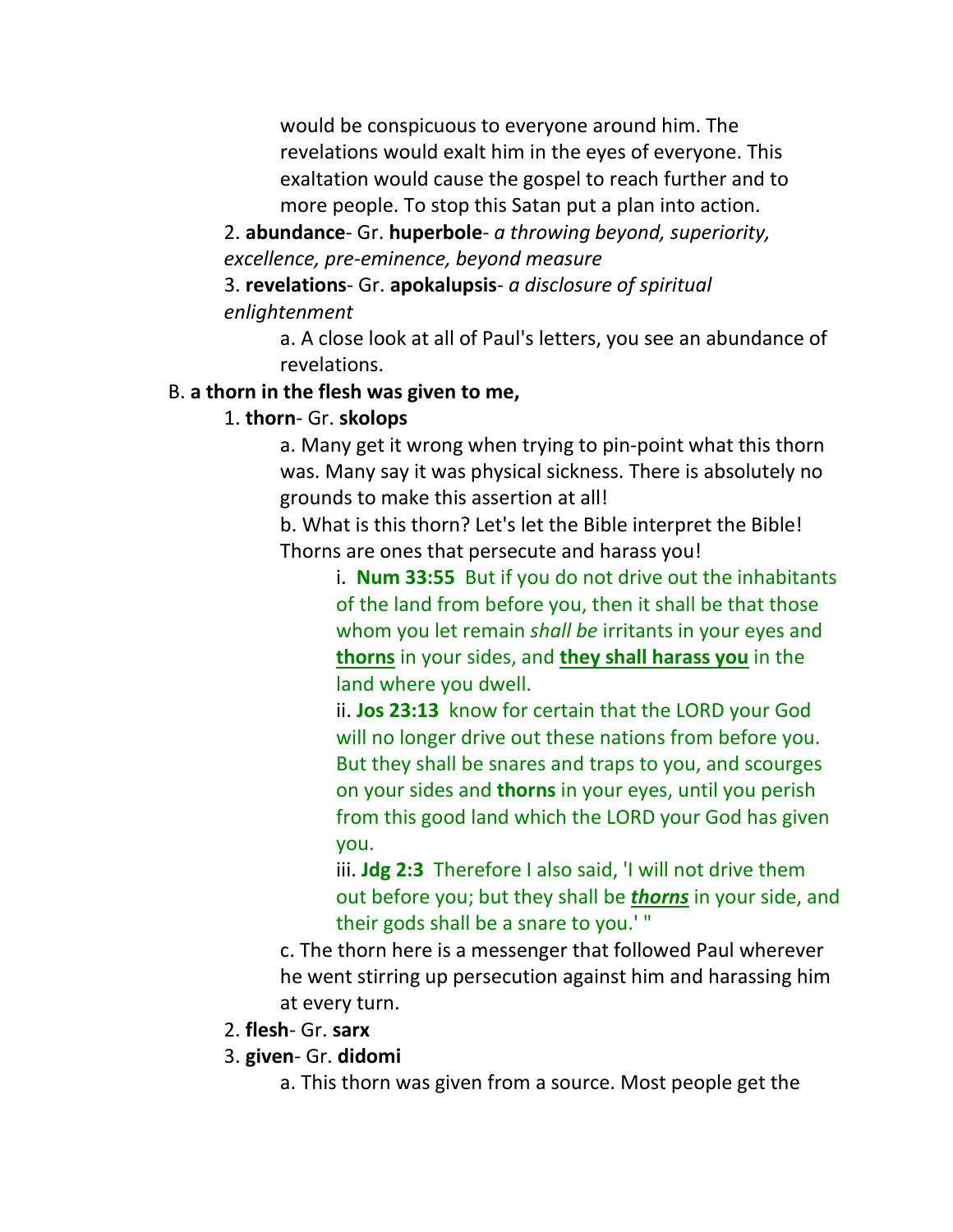would be conspicuous to everyone around him. The revelations would exalt him in the eyes of everyone. This exaltation would cause the gospel to reach further and to more people. To stop this Satan put a plan into action.

2. **abundance**- Gr. **huperbole**- *a throwing beyond, superiority, excellence, pre-eminence, beyond measure*

3. **revelations**- Gr. **apokalupsis**- *a disclosure of spiritual enlightenment*

a. A close look at all of Paul's letters, you see an abundance of revelations.

B. **a thorn in the flesh was given to me,**

1. **thorn**- Gr. **skolops**

a. Many get it wrong when trying to pin-point what this thorn was. Many say it was physical sickness. There is absolutely no grounds to make this assertion at all!

b. What is this thorn? Let's let the Bible interpret the Bible! Thorns are ones that persecute and harass you!

i. **Num 33:55** But if you do not drive out the inhabitants of the land from before you, then it shall be that those whom you let remain *shall be* irritants in your eyes and **thorns** in your sides, and **they shall harass you** in the land where you dwell.

ii. **Jos 23:13** know for certain that the LORD your God will no longer drive out these nations from before you. But they shall be snares and traps to you, and scourges on your sides and **thorns** in your eyes, until you perish from this good land which the LORD your God has given you.

iii. **Jdg 2:3** Therefore I also said, 'I will not drive them out before you; but they shall be ***thorns*** in your side, and their gods shall be a snare to you.' "

c. The thorn here is a messenger that followed Paul wherever he went stirring up persecution against him and harassing him at every turn.

2. **flesh**- Gr. **sarx**

3. **given**- Gr. **didomi**

a. This thorn was given from a source. Most people get the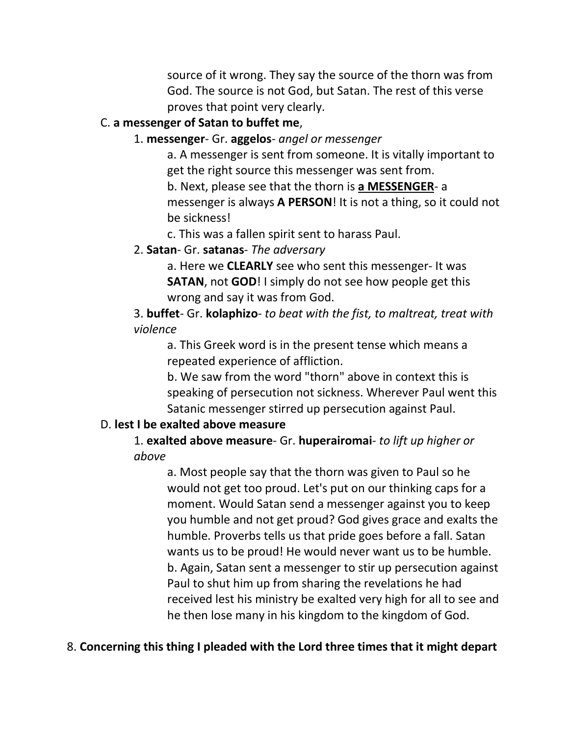source of it wrong. They say the source of the thorn was from God. The source is not God, but Satan. The rest of this verse proves that point very clearly.

C. **a messenger of Satan to buffet me**,

1. **messenger**- Gr. **aggelos**- *angel or messenger*

a. A messenger is sent from someone. It is vitally important to get the right source this messenger was sent from.

b. Next, please see that the thorn is **a MESSENGER**- a messenger is always **A PERSON**! It is not a thing, so it could not be sickness!

c. This was a fallen spirit sent to harass Paul.

2. **Satan**- Gr. **satanas**- *The adversary*

a. Here we **CLEARLY** see who sent this messenger- It was **SATAN**, not **GOD**! I simply do not see how people get this wrong and say it was from God.

3. **buffet**- Gr. **kolaphizo**- *to beat with the fist, to maltreat, treat with violence*

a. This Greek word is in the present tense which means a repeated experience of affliction.

b. We saw from the word "thorn" above in context this is speaking of persecution not sickness. Wherever Paul went this Satanic messenger stirred up persecution against Paul.

D. **lest I be exalted above measure**

1. **exalted above measure**- Gr. **huperairomai**- *to lift up higher or above*

a. Most people say that the thorn was given to Paul so he would not get too proud. Let's put on our thinking caps for a moment. Would Satan send a messenger against you to keep you humble and not get proud? God gives grace and exalts the humble. Proverbs tells us that pride goes before a fall. Satan wants us to be proud! He would never want us to be humble.

b. Again, Satan sent a messenger to stir up persecution against Paul to shut him up from sharing the revelations he had received lest his ministry be exalted very high for all to see and he then lose many in his kingdom to the kingdom of God.

8. **Concerning this thing I pleaded with the Lord three times that it might depart**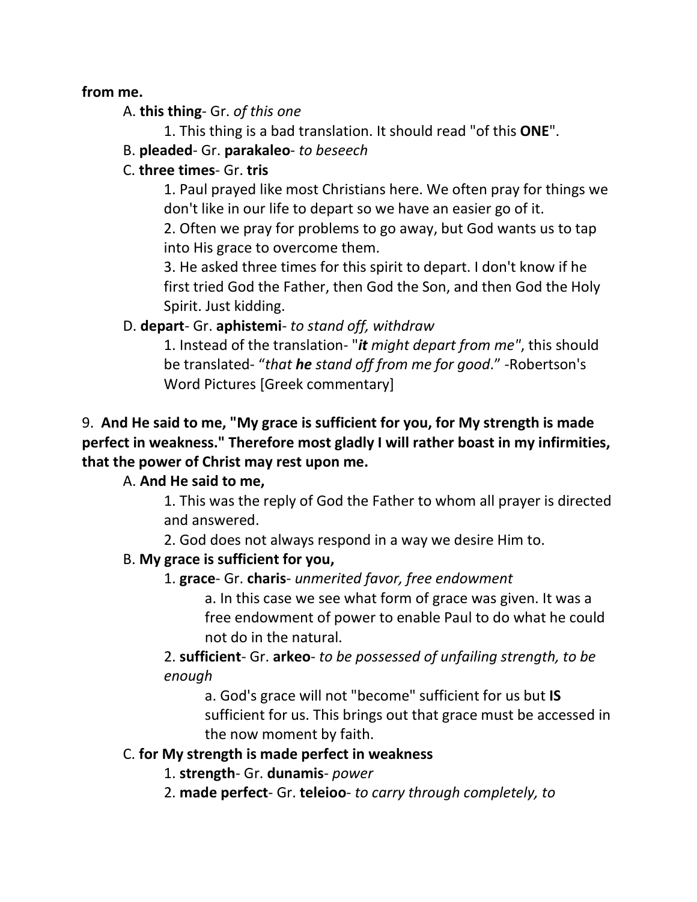**from me.**

A. **this thing**- Gr. *of this one*

1. This thing is a bad translation. It should read "of this **ONE**".

B. **pleaded**- Gr. **parakaleo**- *to beseech*

C. **three times**- Gr. **tris**

1. Paul prayed like most Christians here. We often pray for things we don't like in our life to depart so we have an easier go of it.

2. Often we pray for problems to go away, but God wants us to tap into His grace to overcome them.

3. He asked three times for this spirit to depart. I don't know if he first tried God the Father, then God the Son, and then God the Holy Spirit. Just kidding.

D. **depart**- Gr. **aphistemi**- *to stand off, withdraw*

1. Instead of the translation- "***it** might depart from me*", this should be translated- "*that **he** stand off from me for good*." -Robertson's Word Pictures [Greek commentary]

9. **And He said to me, "My grace is sufficient for you, for My strength is made perfect in weakness." Therefore most gladly I will rather boast in my infirmities, that the power of Christ may rest upon me.**

A. **And He said to me,**

1. This was the reply of God the Father to whom all prayer is directed and answered.

2. God does not always respond in a way we desire Him to.

B. **My grace is sufficient for you,**

1. **grace**- Gr. **charis**- *unmerited favor, free endowment*

a. In this case we see what form of grace was given. It was a free endowment of power to enable Paul to do what he could not do in the natural.

2. **sufficient**- Gr. **arkeo**- *to be possessed of unfailing strength, to be enough*

a. God's grace will not "become" sufficient for us but **IS** sufficient for us. This brings out that grace must be accessed in the now moment by faith.

C. **for My strength is made perfect in weakness**

1. **strength**- Gr. **dunamis**- *power*

2. **made perfect**- Gr. **teleioo**- *to carry through completely, to*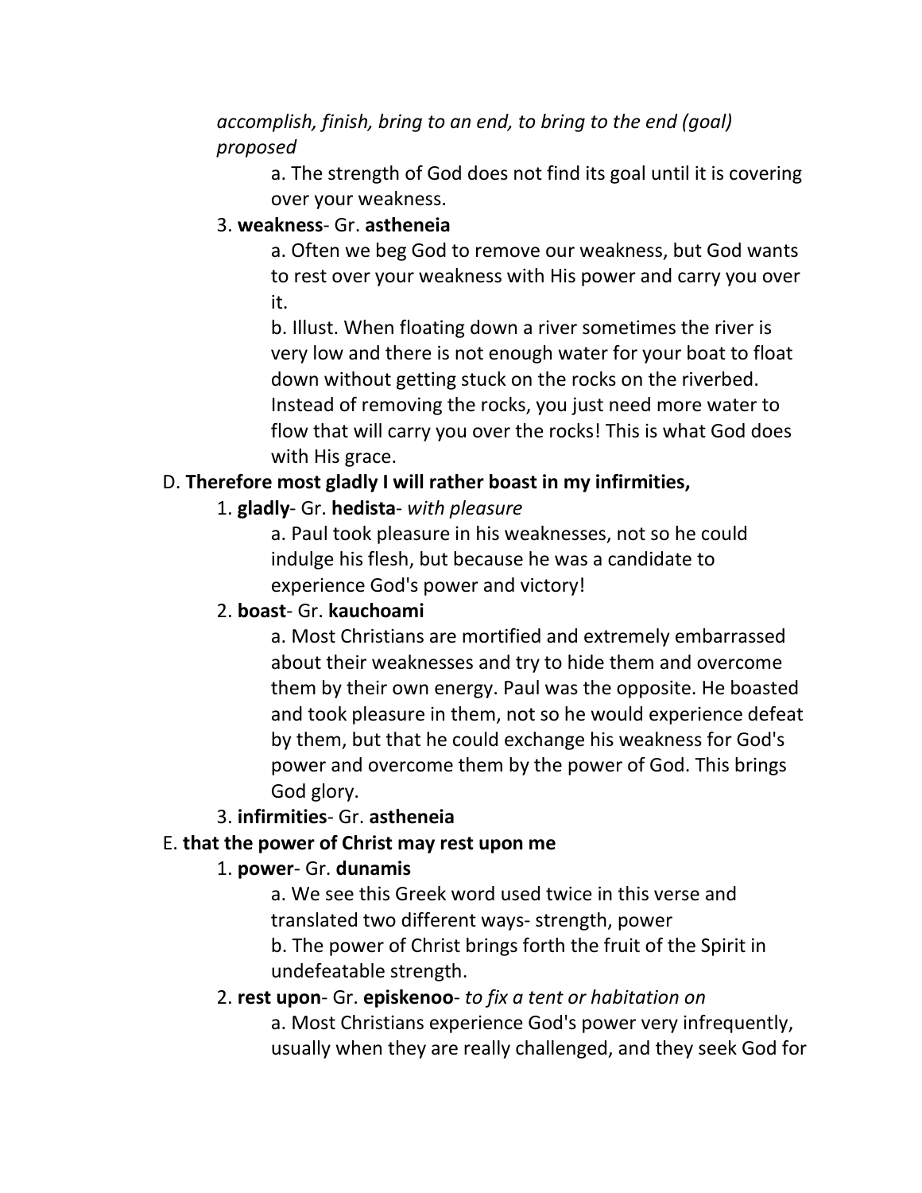*accomplish, finish, bring to an end, to bring to the end (goal) proposed*

a. The strength of God does not find its goal until it is covering over your weakness.

3. **weakness**- Gr. **astheneia**

a. Often we beg God to remove our weakness, but God wants to rest over your weakness with His power and carry you over it.

b. Illust. When floating down a river sometimes the river is very low and there is not enough water for your boat to float down without getting stuck on the rocks on the riverbed. Instead of removing the rocks, you just need more water to flow that will carry you over the rocks! This is what God does with His grace.

D. **Therefore most gladly I will rather boast in my infirmities,**

1. **gladly**- Gr. **hedista**- *with pleasure*

a. Paul took pleasure in his weaknesses, not so he could indulge his flesh, but because he was a candidate to experience God's power and victory!

2. **boast**- Gr. **kauchoami**

a. Most Christians are mortified and extremely embarrassed about their weaknesses and try to hide them and overcome them by their own energy. Paul was the opposite. He boasted and took pleasure in them, not so he would experience defeat by them, but that he could exchange his weakness for God's power and overcome them by the power of God. This brings God glory.

3. **infirmities**- Gr. **astheneia**

E. **that the power of Christ may rest upon me**

1. **power**- Gr. **dunamis**

a. We see this Greek word used twice in this verse and translated two different ways- strength, power

b. The power of Christ brings forth the fruit of the Spirit in undefeatable strength.

2. **rest upon**- Gr. **episkenoo**- *to fix a tent or habitation on*

a. Most Christians experience God's power very infrequently, usually when they are really challenged, and they seek God for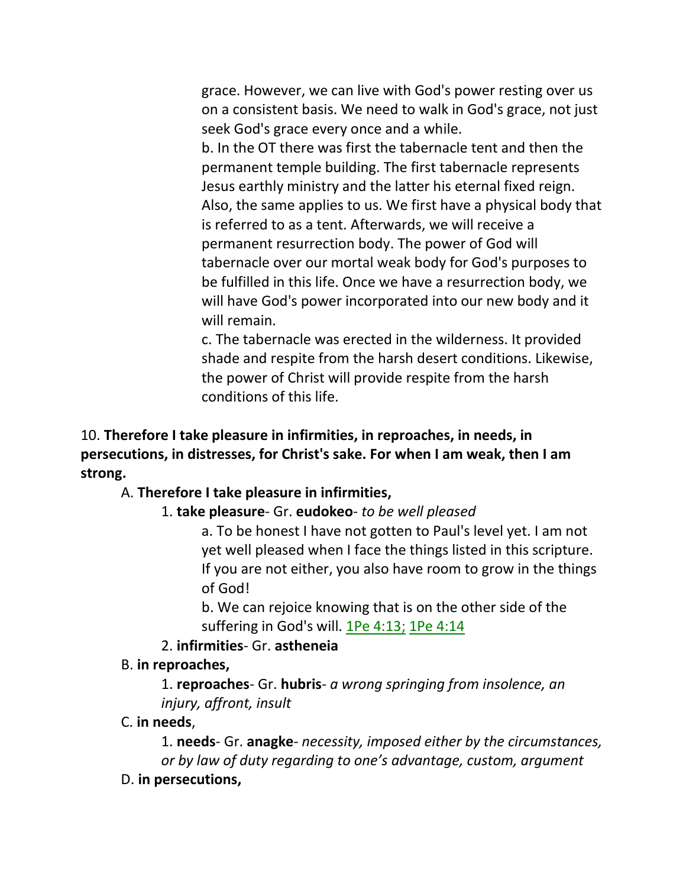grace. However, we can live with God's power resting over us on a consistent basis. We need to walk in God's grace, not just seek God's grace every once and a while.

b. In the OT there was first the tabernacle tent and then the permanent temple building. The first tabernacle represents Jesus earthly ministry and the latter his eternal fixed reign. Also, the same applies to us. We first have a physical body that is referred to as a tent. Afterwards, we will receive a permanent resurrection body. The power of God will tabernacle over our mortal weak body for God's purposes to be fulfilled in this life. Once we have a resurrection body, we will have God's power incorporated into our new body and it will remain.

c. The tabernacle was erected in the wilderness. It provided shade and respite from the harsh desert conditions. Likewise, the power of Christ will provide respite from the harsh conditions of this life.

10. **Therefore I take pleasure in infirmities, in reproaches, in needs, in persecutions, in distresses, for Christ's sake. For when I am weak, then I am strong.**

A. **Therefore I take pleasure in infirmities,**

1. **take pleasure**- Gr. **eudokeo**- *to be well pleased*

a. To be honest I have not gotten to Paul's level yet. I am not yet well pleased when I face the things listed in this scripture. If you are not either, you also have room to grow in the things of God!

b. We can rejoice knowing that is on the other side of the suffering in God's will. 1Pe 4:13; 1Pe 4:14

2. **infirmities**- Gr. **astheneia**

B. **in reproaches,**

1. **reproaches**- Gr. **hubris**- *a wrong springing from insolence, an injury, affront, insult*

C. **in needs**,

1. **needs**- Gr. **anagke**- *necessity, imposed either by the circumstances, or by law of duty regarding to one's advantage, custom, argument*

D. **in persecutions,**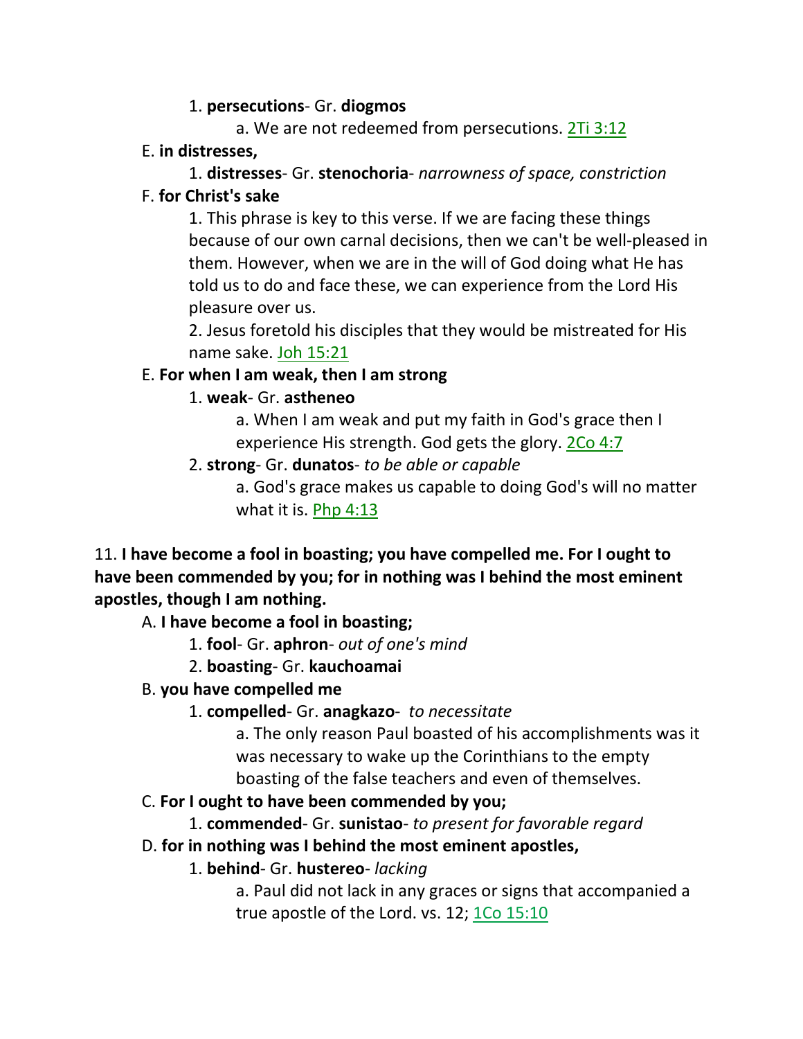1. **persecutions**- Gr. **diogmos**

a. We are not redeemed from persecutions. 2Ti 3:12

E. **in distresses,**

1. **distresses**- Gr. **stenochoria**- *narrowness of space, constriction*

F. **for Christ's sake**

1. This phrase is key to this verse. If we are facing these things because of our own carnal decisions, then we can't be well-pleased in them. However, when we are in the will of God doing what He has told us to do and face these, we can experience from the Lord His pleasure over us.

2. Jesus foretold his disciples that they would be mistreated for His name sake. Joh 15:21

E. **For when I am weak, then I am strong**

1. **weak**- Gr. **astheneo**

a. When I am weak and put my faith in God's grace then I experience His strength. God gets the glory. 2Co 4:7

2. **strong**- Gr. **dunatos**- *to be able or capable*

a. God's grace makes us capable to doing God's will no matter what it is. Php 4:13

11. **I have become a fool in boasting; you have compelled me. For I ought to have been commended by you; for in nothing was I behind the most eminent apostles, though I am nothing.**

A. **I have become a fool in boasting;**

1. **fool**- Gr. **aphron**- *out of one's mind*

2. **boasting**- Gr. **kauchoamai**

B. **you have compelled me**

1. **compelled**- Gr. **anagkazo**- *to necessitate*

a. The only reason Paul boasted of his accomplishments was it was necessary to wake up the Corinthians to the empty boasting of the false teachers and even of themselves.

C. **For I ought to have been commended by you;**

1. **commended**- Gr. **sunistao**- *to present for favorable regard*

D. **for in nothing was I behind the most eminent apostles,**

1. **behind**- Gr. **hustereo**- *lacking*

a. Paul did not lack in any graces or signs that accompanied a true apostle of the Lord. vs. 12; 1Co 15:10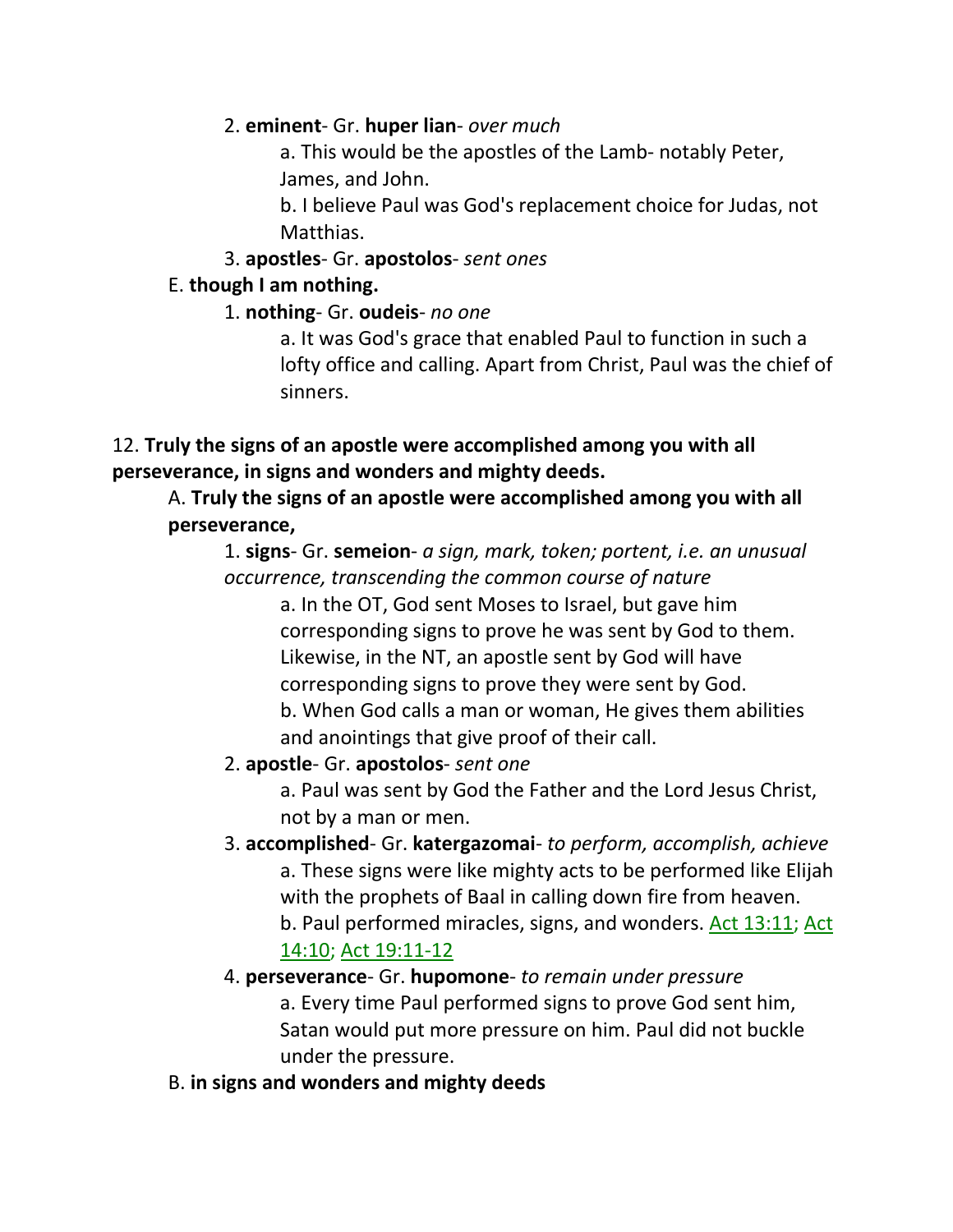2. **eminent**- Gr. **huper lian**- *over much*

a. This would be the apostles of the Lamb- notably Peter, James, and John.

b. I believe Paul was God's replacement choice for Judas, not Matthias.

3. **apostles**- Gr. **apostolos**- *sent ones*

E. **though I am nothing.**

1. **nothing**- Gr. **oudeis**- *no one*

a. It was God's grace that enabled Paul to function in such a lofty office and calling. Apart from Christ, Paul was the chief of sinners.

12. **Truly the signs of an apostle were accomplished among you with all perseverance, in signs and wonders and mighty deeds.**

A. **Truly the signs of an apostle were accomplished among you with all perseverance,**

1. **signs**- Gr. **semeion**- *a sign, mark, token; portent, i.e. an unusual occurrence, transcending the common course of nature*

a. In the OT, God sent Moses to Israel, but gave him corresponding signs to prove he was sent by God to them. Likewise, in the NT, an apostle sent by God will have corresponding signs to prove they were sent by God.

b. When God calls a man or woman, He gives them abilities and anointings that give proof of their call.

2. **apostle**- Gr. **apostolos**- *sent one*

a. Paul was sent by God the Father and the Lord Jesus Christ, not by a man or men.

3. **accomplished**- Gr. **katergazomai**- *to perform, accomplish, achieve*

a. These signs were like mighty acts to be performed like Elijah with the prophets of Baal in calling down fire from heaven.

b. Paul performed miracles, signs, and wonders. Act 13:11; Act 14:10; Act 19:11-12

4. **perseverance**- Gr. **hupomone**- *to remain under pressure*

a. Every time Paul performed signs to prove God sent him, Satan would put more pressure on him. Paul did not buckle under the pressure.

B. **in signs and wonders and mighty deeds**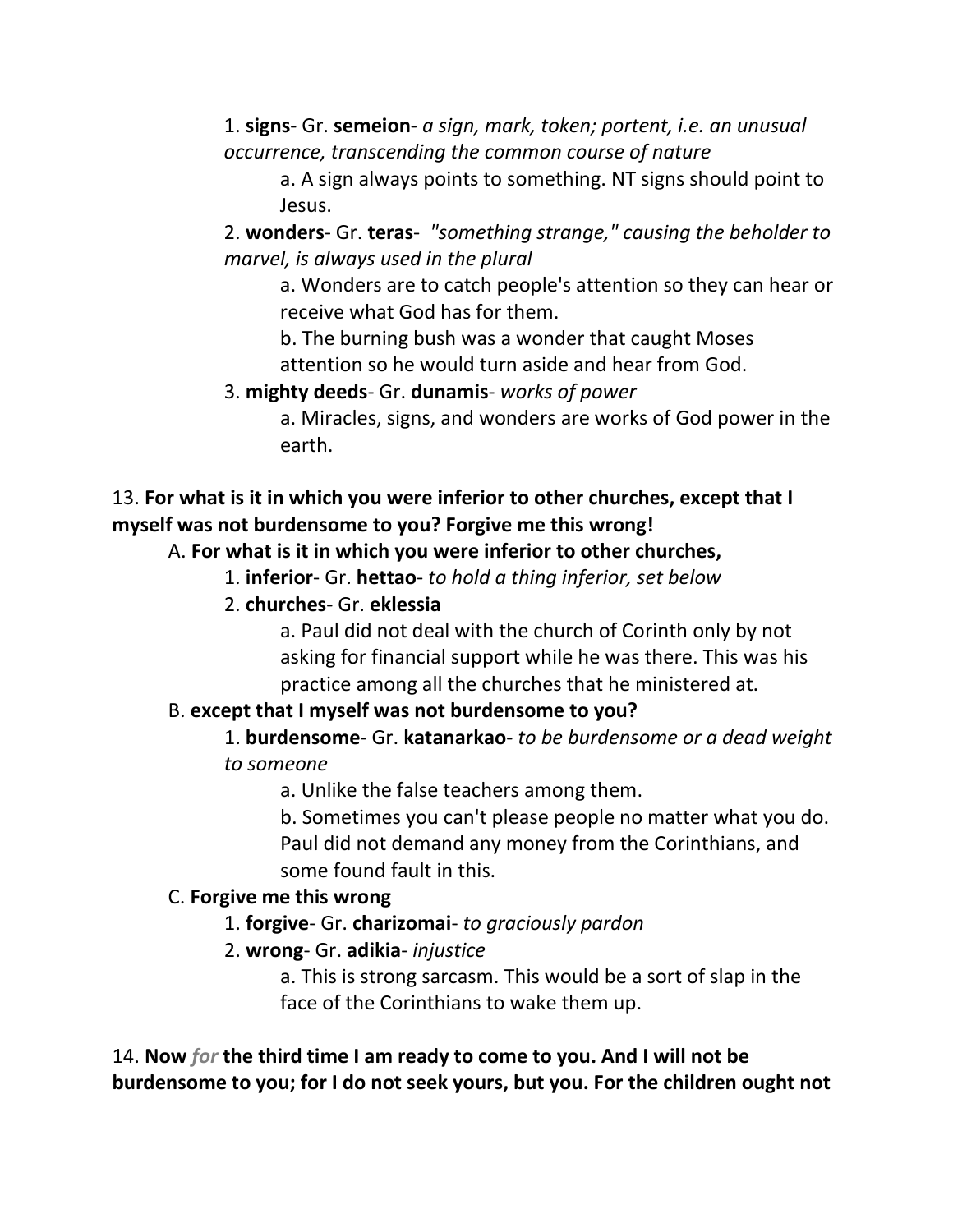1. **signs**- Gr. **semeion**- *a sign, mark, token; portent, i.e. an unusual occurrence, transcending the common course of nature*

    a. A sign always points to something. NT signs should point to Jesus.

2. **wonders**- Gr. **teras**- *"something strange," causing the beholder to marvel, is always used in the plural*

    a. Wonders are to catch people's attention so they can hear or receive what God has for them.

    b. The burning bush was a wonder that caught Moses attention so he would turn aside and hear from God.

3. **mighty deeds**- Gr. **dunamis**- *works of power*

    a. Miracles, signs, and wonders are works of God power in the earth.

13. **For what is it in which you were inferior to other churches, except that I myself was not burdensome to you? Forgive me this wrong!**

A. **For what is it in which you were inferior to other churches,**

1. **inferior**- Gr. **hettao**- *to hold a thing inferior, set below*

2. **churches**- Gr. **eklessia**

    a. Paul did not deal with the church of Corinth only by not asking for financial support while he was there. This was his practice among all the churches that he ministered at.

B. **except that I myself was not burdensome to you?**

1. **burdensome**- Gr. **katanarkao**- *to be burdensome or a dead weight to someone*

    a. Unlike the false teachers among them.

    b. Sometimes you can't please people no matter what you do. Paul did not demand any money from the Corinthians, and some found fault in this.

C. **Forgive me this wrong**

1. **forgive**- Gr. **charizomai**- *to graciously pardon*

2. **wrong**- Gr. **adikia**- *injustice*

    a. This is strong sarcasm. This would be a sort of slap in the face of the Corinthians to wake them up.

14. **Now** ***for*** **the third time I am ready to come to you. And I will not be burdensome to you; for I do not seek yours, but you. For the children ought not**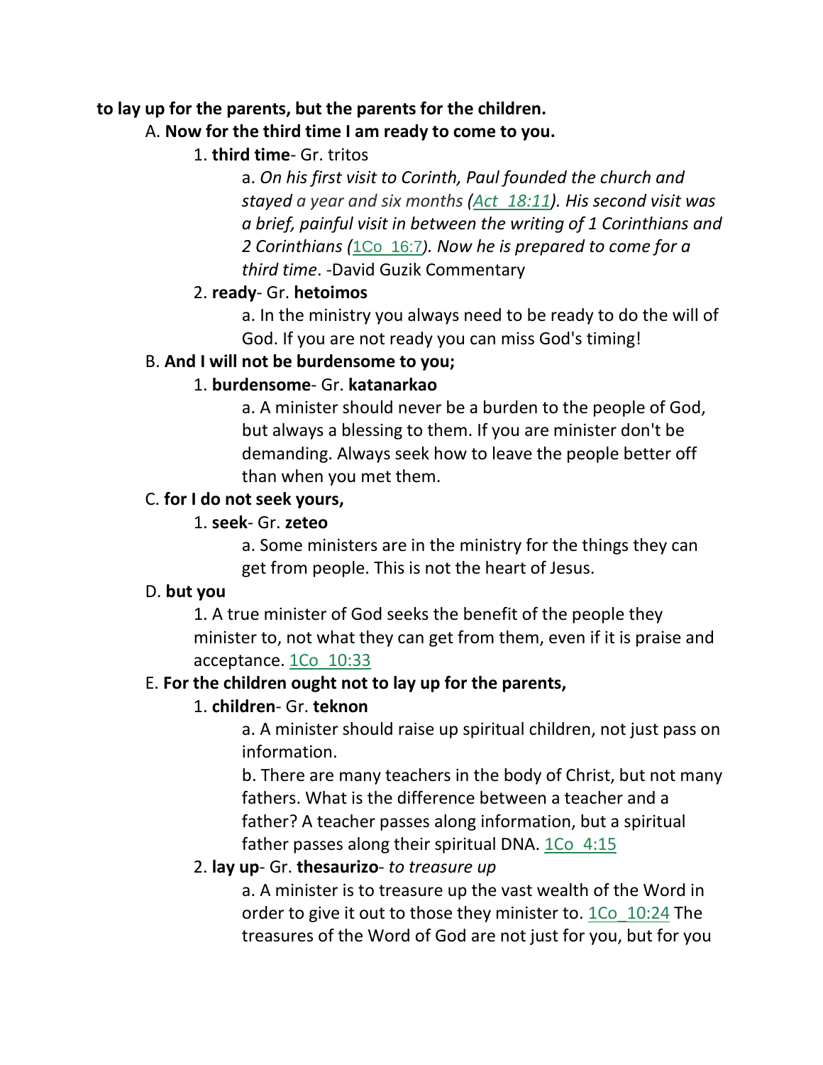**to lay up for the parents, but the parents for the children.**

A. **Now for the third time I am ready to come to you.**

1. **third time**- Gr. tritos

a. *On his first visit to Corinth, Paul founded the church and stayed a year and six months (Act_18:11). His second visit was a brief, painful visit in between the writing of 1 Corinthians and 2 Corinthians (1Co_16:7). Now he is prepared to come for a third time*. -David Guzik Commentary

2. **ready**- Gr. **hetoimos**

a. In the ministry you always need to be ready to do the will of God. If you are not ready you can miss God's timing!

B. **And I will not be burdensome to you;**

1. **burdensome**- Gr. **katanarkao**

a. A minister should never be a burden to the people of God, but always a blessing to them. If you are minister don't be demanding. Always seek how to leave the people better off than when you met them.

C. **for I do not seek yours,**

1. **seek**- Gr. **zeteo**

a. Some ministers are in the ministry for the things they can get from people. This is not the heart of Jesus.

D. **but you**

1. A true minister of God seeks the benefit of the people they minister to, not what they can get from them, even if it is praise and acceptance. 1Co_10:33

E. **For the children ought not to lay up for the parents,**

1. **children**- Gr. **teknon**

a. A minister should raise up spiritual children, not just pass on information.

b. There are many teachers in the body of Christ, but not many fathers. What is the difference between a teacher and a father? A teacher passes along information, but a spiritual father passes along their spiritual DNA. 1Co_4:15

2. **lay up**- Gr. **thesaurizo**- *to treasure up*

a. A minister is to treasure up the vast wealth of the Word in order to give it out to those they minister to. 1Co_10:24 The treasures of the Word of God are not just for you, but for you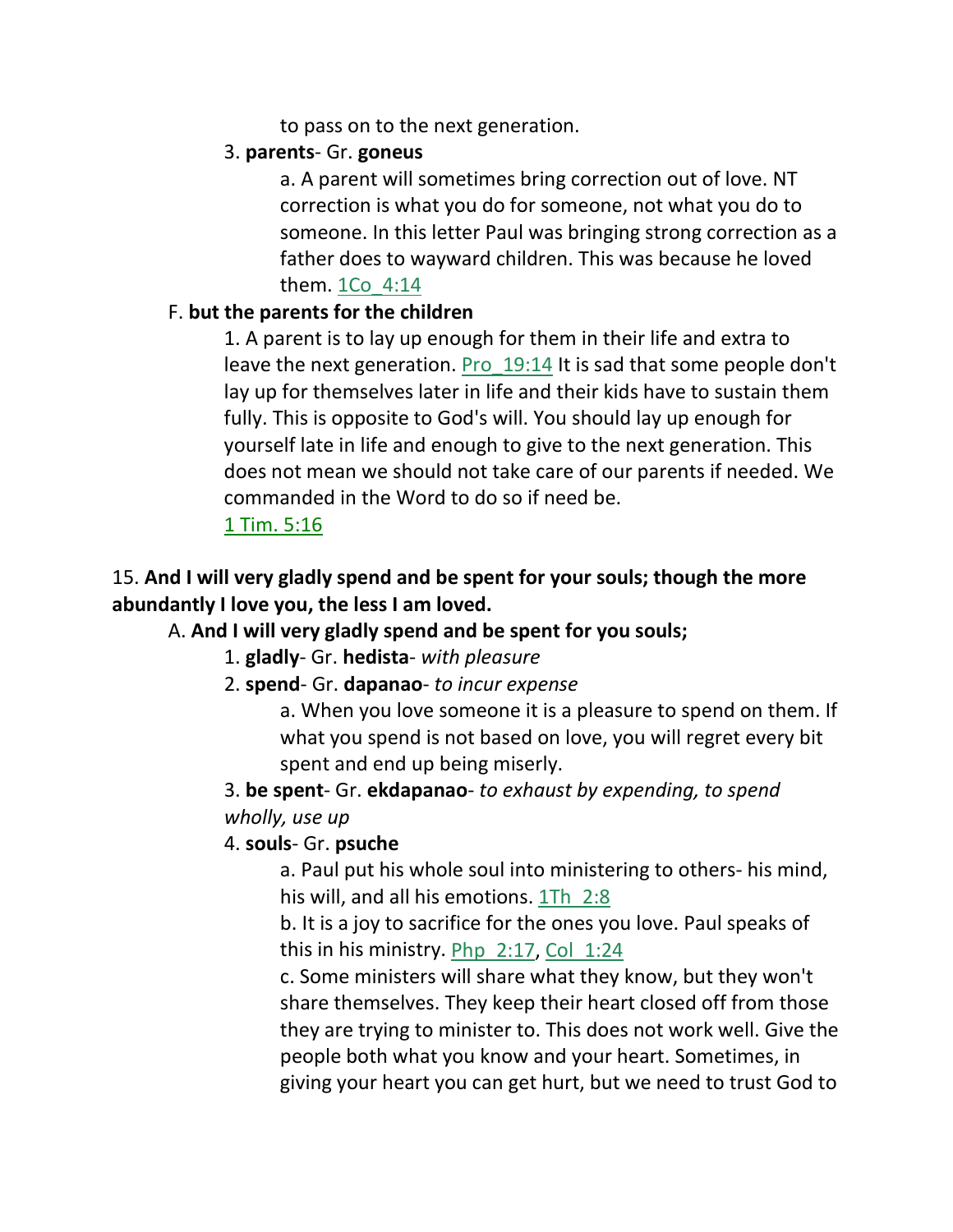to pass on to the next generation.

3. **parents**- Gr. **goneus**

    a. A parent will sometimes bring correction out of love. NT correction is what you do for someone, not what you do to someone. In this letter Paul was bringing strong correction as a father does to wayward children. This was because he loved them. 1Co_4:14

F. **but the parents for the children**

1. A parent is to lay up enough for them in their life and extra to leave the next generation. Pro_19:14 It is sad that some people don't lay up for themselves later in life and their kids have to sustain them fully. This is opposite to God's will. You should lay up enough for yourself late in life and enough to give to the next generation. This does not mean we should not take care of our parents if needed. We commanded in the Word to do so if need be. 1 Tim. 5:16

15. **And I will very gladly spend and be spent for your souls; though the more abundantly I love you, the less I am loved.**

A. **And I will very gladly spend and be spent for you souls;**

1. **gladly**- Gr. **hedista**- *with pleasure*

2. **spend**- Gr. **dapanao**- *to incur expense*

    a. When you love someone it is a pleasure to spend on them. If what you spend is not based on love, you will regret every bit spent and end up being miserly.

3. **be spent**- Gr. **ekdapanao**- *to exhaust by expending, to spend wholly, use up*

4. **souls**- Gr. **psuche**

    a. Paul put his whole soul into ministering to others- his mind, his will, and all his emotions. 1Th_2:8

    b. It is a joy to sacrifice for the ones you love. Paul speaks of this in his ministry. Php_2:17, Col_1:24

    c. Some ministers will share what they know, but they won't share themselves. They keep their heart closed off from those they are trying to minister to. This does not work well. Give the people both what you know and your heart. Sometimes, in giving your heart you can get hurt, but we need to trust God to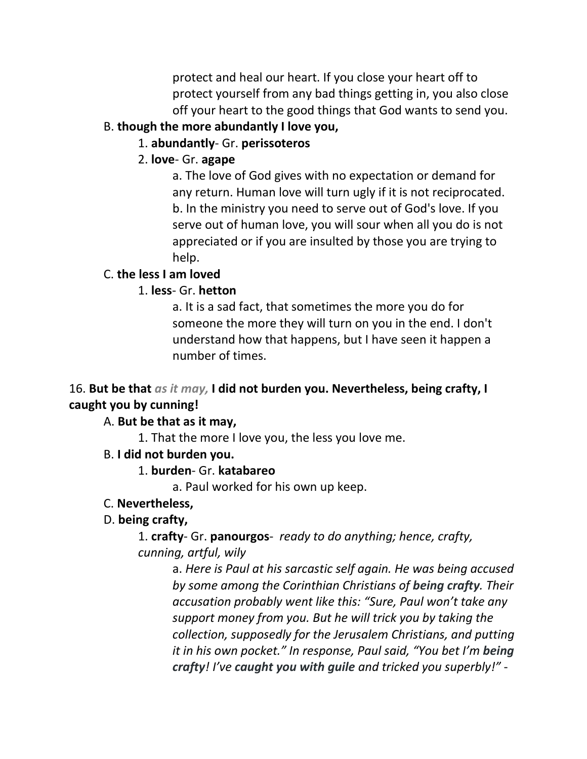protect and heal our heart. If you close your heart off to protect yourself from any bad things getting in, you also close off your heart to the good things that God wants to send you.

B. **though the more abundantly I love you,**

1. **abundantly**- Gr. **perissoteros**

2. **love**- Gr. **agape**

a. The love of God gives with no expectation or demand for any return. Human love will turn ugly if it is not reciprocated.

b. In the ministry you need to serve out of God's love. If you serve out of human love, you will sour when all you do is not appreciated or if you are insulted by those you are trying to help.

C. **the less I am loved**

1. **less**- Gr. **hetton**

a. It is a sad fact, that sometimes the more you do for someone the more they will turn on you in the end. I don't understand how that happens, but I have seen it happen a number of times.

16. **But be that** ***as it may,*** **I did not burden you. Nevertheless, being crafty, I caught you by cunning!**

A. **But be that as it may,**

1. That the more I love you, the less you love me.

B. **I did not burden you.**

1. **burden**- Gr. **katabareo**

a. Paul worked for his own up keep.

C. **Nevertheless,**

D. **being crafty,**

1. **crafty**- Gr. **panourgos**- *ready to do anything; hence, crafty, cunning, artful, wily*

a. *Here is Paul at his sarcastic self again. He was being accused by some among the Corinthian Christians of* ***being crafty****. Their accusation probably went like this: "Sure, Paul won't take any support money from you. But he will trick you by taking the collection, supposedly for the Jerusalem Christians, and putting it in his own pocket." In response, Paul said, "You bet I'm* ***being crafty****! I've* ***caught you with guile*** *and tricked you superbly!"* -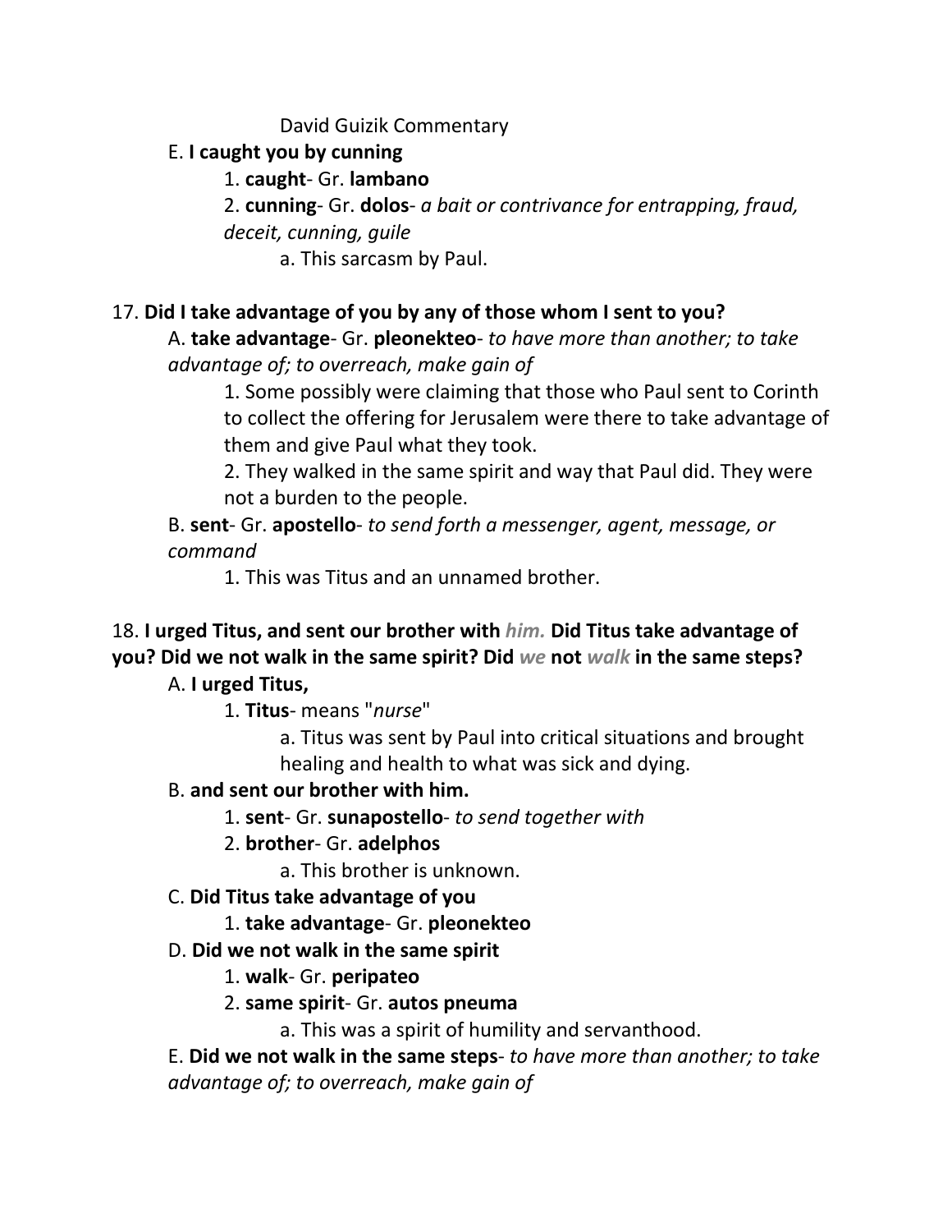David Guizik Commentary

E. **I caught you by cunning**

1. **caught**- Gr. **lambano**

2. **cunning**- Gr. **dolos**- *a bait or contrivance for entrapping, fraud, deceit, cunning, guile*

a. This sarcasm by Paul.

17. **Did I take advantage of you by any of those whom I sent to you?**

A. **take advantage**- Gr. **pleonekteo**- *to have more than another; to take advantage of; to overreach, make gain of*

1. Some possibly were claiming that those who Paul sent to Corinth to collect the offering for Jerusalem were there to take advantage of them and give Paul what they took.

2. They walked in the same spirit and way that Paul did. They were not a burden to the people.

B. **sent**- Gr. **apostello**- *to send forth a messenger, agent, message, or command*

1. This was Titus and an unnamed brother.

18. **I urged Titus, and sent our brother with *him.* Did Titus take advantage of you? Did we not walk in the same spirit? Did *we* not *walk* in the same steps?**

A. **I urged Titus,**

1. **Titus**- means "*nurse*"

a. Titus was sent by Paul into critical situations and brought healing and health to what was sick and dying.

B. **and sent our brother with him.**

1. **sent**- Gr. **sunapostello**- *to send together with*

2. **brother**- Gr. **adelphos**

a. This brother is unknown.

C. **Did Titus take advantage of you**

1. **take advantage**- Gr. **pleonekteo**

D. **Did we not walk in the same spirit**

1. **walk**- Gr. **peripateo**

2. **same spirit**- Gr. **autos pneuma**

a. This was a spirit of humility and servanthood.

E. **Did we not walk in the same steps**- *to have more than another; to take advantage of; to overreach, make gain of*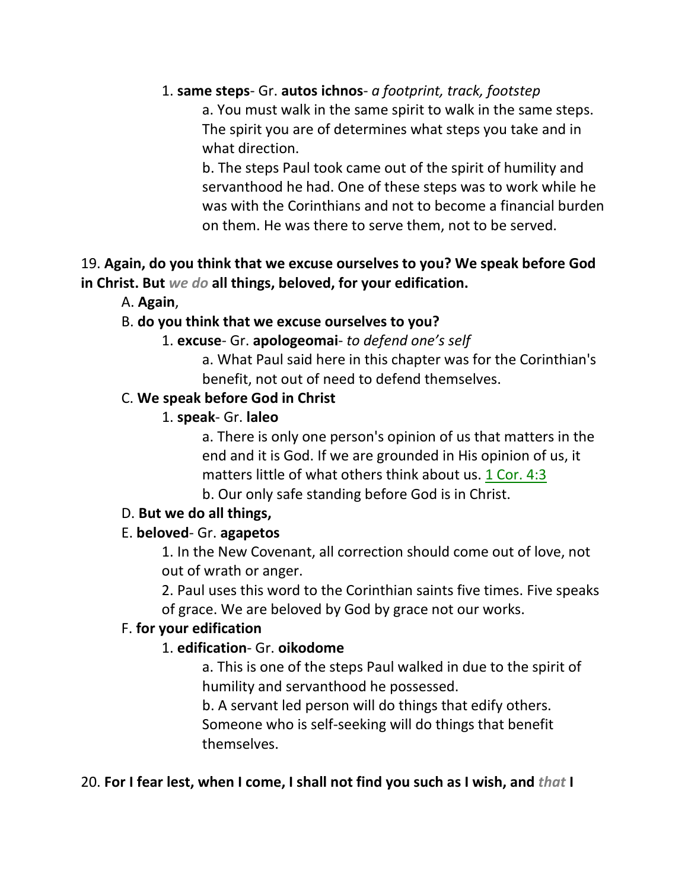1. **same steps**- Gr. **autos ichnos**- *a footprint, track, footstep*

a. You must walk in the same spirit to walk in the same steps. The spirit you are of determines what steps you take and in what direction.

b. The steps Paul took came out of the spirit of humility and servanthood he had. One of these steps was to work while he was with the Corinthians and not to become a financial burden on them. He was there to serve them, not to be served.

19. **Again, do you think that we excuse ourselves to you? We speak before God in Christ. But *we do* all things, beloved, for your edification.**

A. **Again**,

B. **do you think that we excuse ourselves to you?**

1. **excuse**- Gr. **apologeomai**- *to defend one's self*

a. What Paul said here in this chapter was for the Corinthian's benefit, not out of need to defend themselves.

C. **We speak before God in Christ**

1. **speak**- Gr. **laleo**

a. There is only one person's opinion of us that matters in the end and it is God. If we are grounded in His opinion of us, it matters little of what others think about us. 1 Cor. 4:3

b. Our only safe standing before God is in Christ.

D. **But we do all things,**

E. **beloved**- Gr. **agapetos**

1. In the New Covenant, all correction should come out of love, not out of wrath or anger.

2. Paul uses this word to the Corinthian saints five times. Five speaks of grace. We are beloved by God by grace not our works.

F. **for your edification**

1. **edification**- Gr. **oikodome**

a. This is one of the steps Paul walked in due to the spirit of humility and servanthood he possessed.

b. A servant led person will do things that edify others. Someone who is self-seeking will do things that benefit themselves.

20. **For I fear lest, when I come, I shall not find you such as I wish, and *that* I**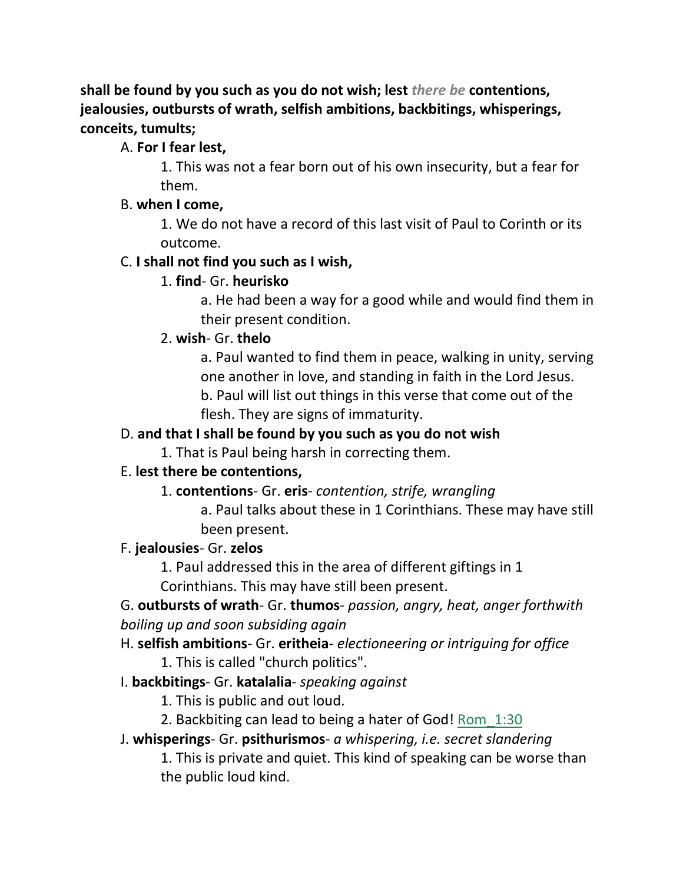**shall be found by you such as you do not wish; lest *there be* contentions, jealousies, outbursts of wrath, selfish ambitions, backbitings, whisperings, conceits, tumults;**

A. **For I fear lest,**

1. This was not a fear born out of his own insecurity, but a fear for them.

B. **when I come,**

1. We do not have a record of this last visit of Paul to Corinth or its outcome.

C. **I shall not find you such as I wish,**

1. **find**- Gr. **heurisko**

a. He had been a way for a good while and would find them in their present condition.

2. **wish**- Gr. **thelo**

a. Paul wanted to find them in peace, walking in unity, serving one another in love, and standing in faith in the Lord Jesus.

b. Paul will list out things in this verse that come out of the flesh. They are signs of immaturity.

D. **and that I shall be found by you such as you do not wish**

1. That is Paul being harsh in correcting them.

E. **lest there be contentions,**

1. **contentions**- Gr. **eris**- *contention, strife, wrangling*

a. Paul talks about these in 1 Corinthians. These may have still been present.

F. **jealousies**- Gr. **zelos**

1. Paul addressed this in the area of different giftings in 1 Corinthians. This may have still been present.

G. **outbursts of wrath**- Gr. **thumos**- *passion, angry, heat, anger forthwith boiling up and soon subsiding again*

H. **selfish ambitions**- Gr. **eritheia**- *electioneering or intriguing for office*

1. This is called "church politics".

I. **backbitings**- Gr. **katalalia**- *speaking against*

1. This is public and out loud.

2. Backbiting can lead to being a hater of God! Rom_1:30

J. **whisperings**- Gr. **psithurismos**- *a whispering, i.e. secret slandering*

1. This is private and quiet. This kind of speaking can be worse than the public loud kind.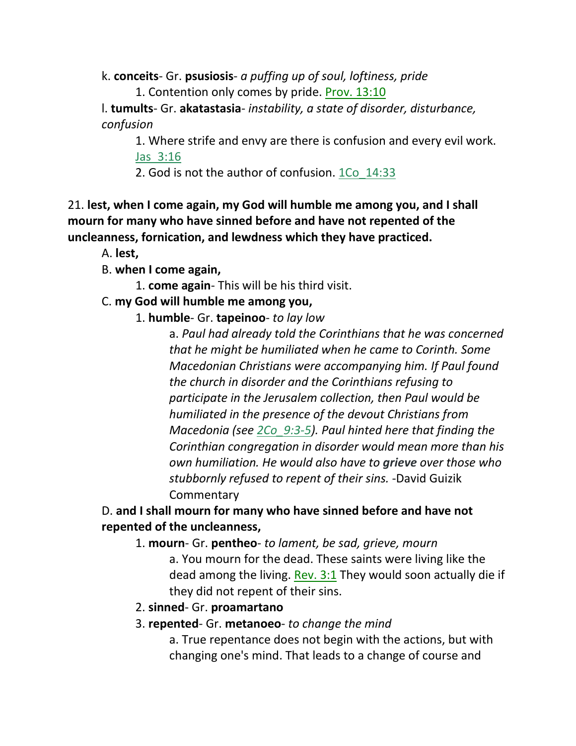k. **conceits**- Gr. **psusiosis**- *a puffing up of soul, loftiness, pride*

1. Contention only comes by pride. Prov. 13:10

l. **tumults**- Gr. **akatastasia**- *instability, a state of disorder, disturbance, confusion*

1. Where strife and envy are there is confusion and every evil work. Jas_3:16
2. God is not the author of confusion. 1Co_14:33

21. **lest, when I come again, my God will humble me among you, and I shall mourn for many who have sinned before and have not repented of the uncleanness, fornication, and lewdness which they have practiced.**

A. **lest,**

B. **when I come again,**

1. **come again**- This will be his third visit.

C. **my God will humble me among you,**

1. **humble**- Gr. **tapeinoo**- *to lay low*

a. *Paul had already told the Corinthians that he was concerned that he might be humiliated when he came to Corinth. Some Macedonian Christians were accompanying him. If Paul found the church in disorder and the Corinthians refusing to participate in the Jerusalem collection, then Paul would be humiliated in the presence of the devout Christians from Macedonia (see 2Co_9:3-5). Paul hinted here that finding the Corinthian congregation in disorder would mean more than his own humiliation. He would also have to* ***grieve*** *over those who stubbornly refused to repent of their sins.* -David Guizik Commentary

D. **and I shall mourn for many who have sinned before and have not repented of the uncleanness,**

1. **mourn**- Gr. **pentheo**- *to lament, be sad, grieve, mourn*

a. You mourn for the dead. These saints were living like the dead among the living. Rev. 3:1 They would soon actually die if they did not repent of their sins.

2. **sinned**- Gr. **proamartano**
3. **repented**- Gr. **metanoeo**- *to change the mind*

a. True repentance does not begin with the actions, but with changing one's mind. That leads to a change of course and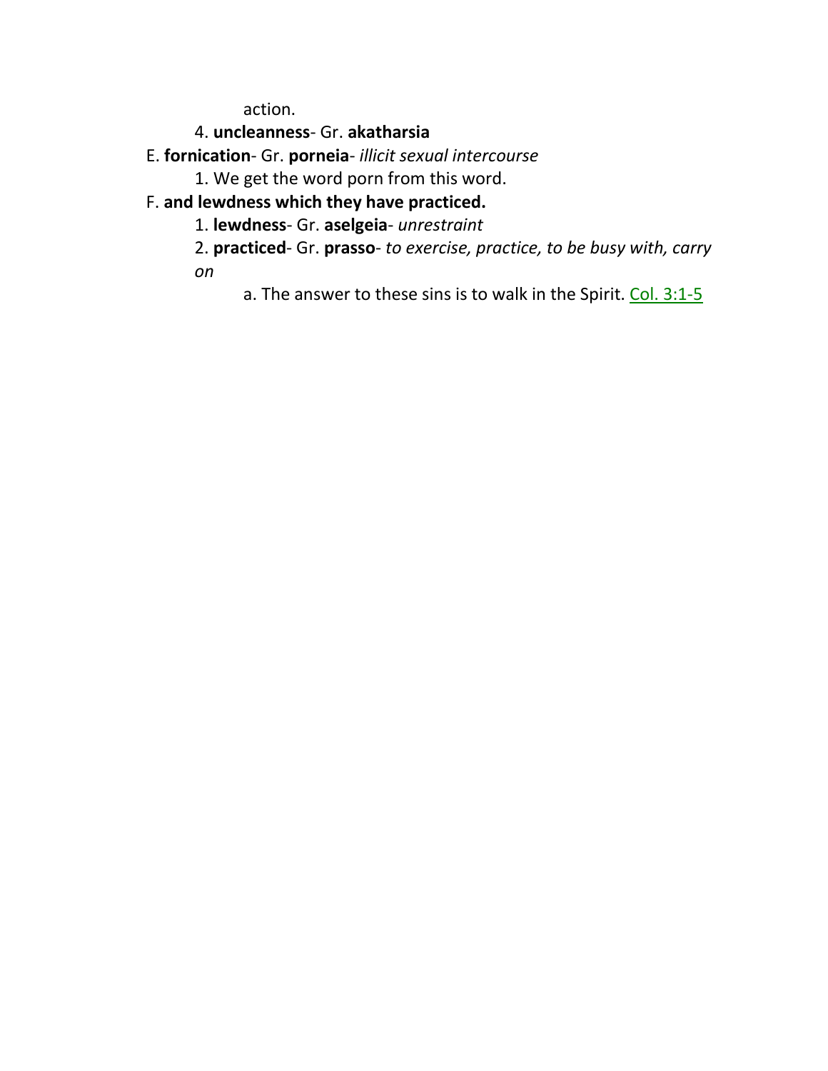action.

4. **uncleanness**- Gr. **akatharsia**

E. **fornication**- Gr. **porneia**- *illicit sexual intercourse*

1. We get the word porn from this word.

F. **and lewdness which they have practiced.**

1. **lewdness**- Gr. **aselgeia**- *unrestraint*

2. **practiced**- Gr. **prasso**- *to exercise, practice, to be busy with, carry on*

a. The answer to these sins is to walk in the Spirit. Col. 3:1-5